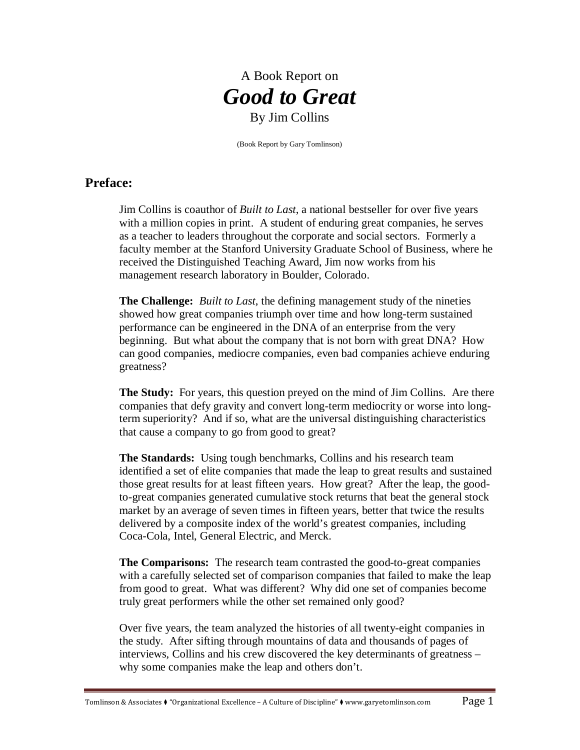A Book Report on

# *Good to Great*

By Jim Collins

(Book Report by Gary Tomlinson)

## Preface:

Jim Collins is coauthor of *Built to Last*, a national bestseller for over five years with a million copies in print. A student of enduring great companies, he serves as a teacher to leaders throughout the corporate and social sectors. Formerly a faculty member at the Stanford University Graduate School of Business, where he received the Distinguished Teaching Award, Jim now works from his management research laboratory in Boulder, Colorado.

**The Challenge:** *Built to Last*, the defining management study of the nineties showed how great companies triumph over time and how long-term sustained performance can be engineered in the DNA of an enterprise from the very beginning. But what about the company that is not born with great DNA? How can good companies, mediocre companies, even bad companies achieve enduring greatness?

**The Study:** For years, this question preyed on the mind of Jim Collins. Are there companies that defy gravity and convert long-term mediocrity or worse into long-term superiority? And if so, what are the universal distinguishing characteristics that cause a company to go from good to great?

**The Standards:** Using tough benchmarks, Collins and his research team identified a set of elite companies that made the leap to great results and sustained those great results for at least fifteen years. How great? After the leap, the good-to-great companies generated cumulative stock returns that beat the general stock market by an average of seven times in fifteen years, better that twice the results delivered by a composite index of the world's greatest companies, including Coca-Cola, Intel, General Electric, and Merck.

**The Comparisons:** The research team contrasted the good-to-great companies with a carefully selected set of comparison companies that failed to make the leap from good to great. What was different? Why did one set of companies become truly great performers while the other set remained only good?

Over five years, the team analyzed the histories of all twenty-eight companies in the study. After sifting through mountains of data and thousands of pages of interviews, Collins and his crew discovered the key determinants of greatness – why some companies make the leap and others don't.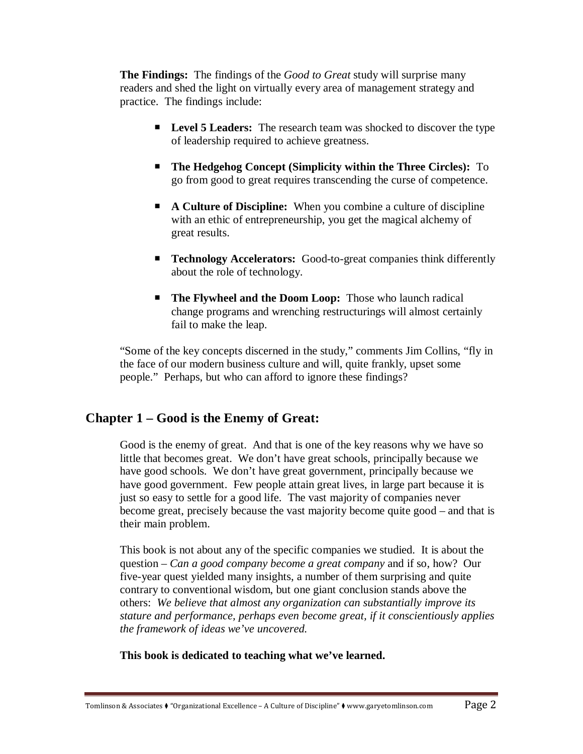**The Findings:** The findings of the *Good to Great* study will surprise many readers and shed the light on virtually every area of management strategy and practice. The findings include:

- **Level 5 Leaders:** The research team was shocked to discover the type of leadership required to achieve greatness.
- **The Hedgehog Concept (Simplicity within the Three Circles):** To go from good to great requires transcending the curse of competence.
- **A Culture of Discipline:** When you combine a culture of discipline with an ethic of entrepreneurship, you get the magical alchemy of great results.
- **Technology Accelerators:** Good-to-great companies think differently about the role of technology.
- **The Flywheel and the Doom Loop:** Those who launch radical change programs and wrenching restructurings will almost certainly fail to make the leap.

"Some of the key concepts discerned in the study," comments Jim Collins, "fly in the face of our modern business culture and will, quite frankly, upset some people." Perhaps, but who can afford to ignore these findings?

## Chapter 1 – Good is the Enemy of Great:

Good is the enemy of great. And that is one of the key reasons why we have so little that becomes great. We don't have great schools, principally because we have good schools. We don't have great government, principally because we have good government. Few people attain great lives, in large part because it is just so easy to settle for a good life. The vast majority of companies never become great, precisely because the vast majority become quite good – and that is their main problem.

This book is not about any of the specific companies we studied. It is about the question – *Can a good company become a great company* and if so, how? Our five-year quest yielded many insights, a number of them surprising and quite contrary to conventional wisdom, but one giant conclusion stands above the others: *We believe that almost any organization can substantially improve its stature and performance, perhaps even become great, if it conscientiously applies the framework of ideas we've uncovered.*

**This book is dedicated to teaching what we've learned.**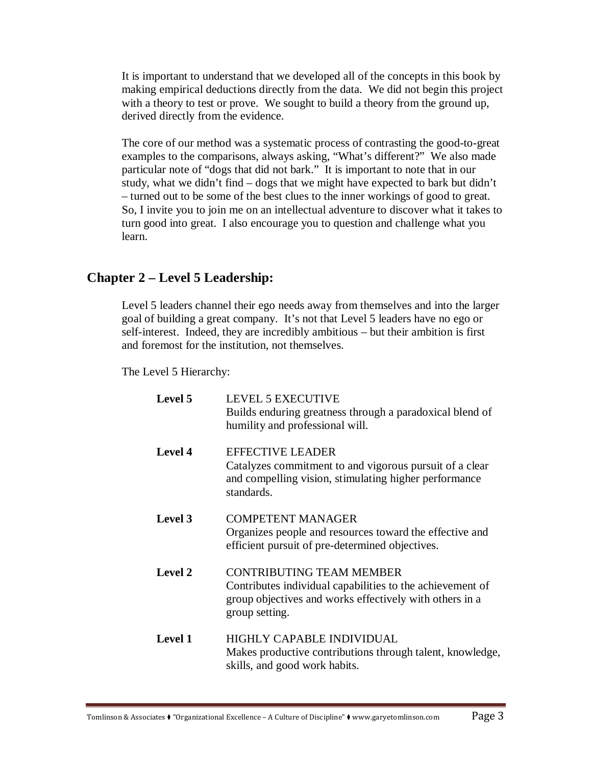It is important to understand that we developed all of the concepts in this book by making empirical deductions directly from the data. We did not begin this project with a theory to test or prove. We sought to build a theory from the ground up, derived directly from the evidence.

The core of our method was a systematic process of contrasting the good-to-great examples to the comparisons, always asking, "What's different?" We also made particular note of "dogs that did not bark." It is important to note that in our study, what we didn't find – dogs that we might have expected to bark but didn't – turned out to be some of the best clues to the inner workings of good to great. So, I invite you to join me on an intellectual adventure to discover what it takes to turn good into great. I also encourage you to question and challenge what you learn.

## Chapter 2 – Level 5 Leadership:

Level 5 leaders channel their ego needs away from themselves and into the larger goal of building a great company. It's not that Level 5 leaders have no ego or self-interest. Indeed, they are incredibly ambitious – but their ambition is first and foremost for the institution, not themselves.

The Level 5 Hierarchy:

| | |
|---|---|
| **Level 5** | LEVEL 5 EXECUTIVE<br>Builds enduring greatness through a paradoxical blend of humility and professional will. |
| **Level 4** | EFFECTIVE LEADER<br>Catalyzes commitment to and vigorous pursuit of a clear and compelling vision, stimulating higher performance standards. |
| **Level 3** | COMPETENT MANAGER<br>Organizes people and resources toward the effective and efficient pursuit of pre-determined objectives. |
| **Level 2** | CONTRIBUTING TEAM MEMBER<br>Contributes individual capabilities to the achievement of group objectives and works effectively with others in a group setting. |
| **Level 1** | HIGHLY CAPABLE INDIVIDUAL<br>Makes productive contributions through talent, knowledge, skills, and good work habits. |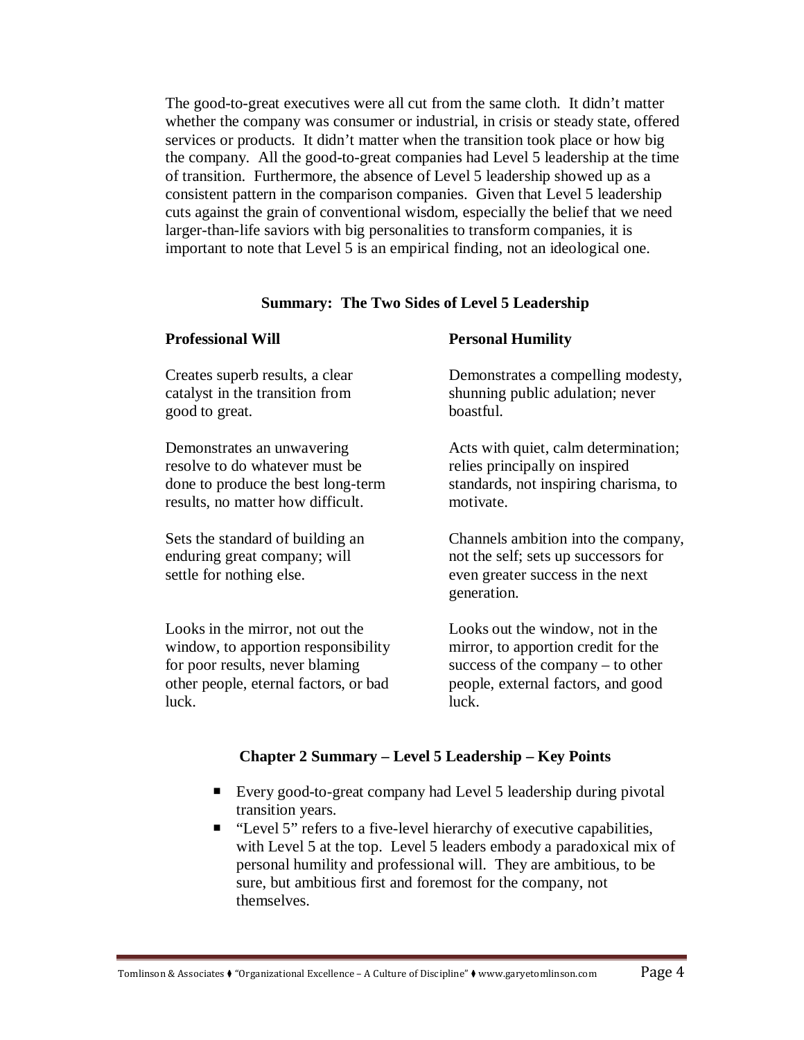The good-to-great executives were all cut from the same cloth. It didn't matter whether the company was consumer or industrial, in crisis or steady state, offered services or products. It didn't matter when the transition took place or how big the company. All the good-to-great companies had Level 5 leadership at the time of transition. Furthermore, the absence of Level 5 leadership showed up as a consistent pattern in the comparison companies. Given that Level 5 leadership cuts against the grain of conventional wisdom, especially the belief that we need larger-than-life saviors with big personalities to transform companies, it is important to note that Level 5 is an empirical finding, not an ideological one.

### Summary: The Two Sides of Level 5 Leadership

| **Professional Will** | **Personal Humility** |
| --- | --- |
| Creates superb results, a clear catalyst in the transition from good to great. | Demonstrates a compelling modesty, shunning public adulation; never boastful. |
| Demonstrates an unwavering resolve to do whatever must be done to produce the best long-term results, no matter how difficult. | Acts with quiet, calm determination; relies principally on inspired standards, not inspiring charisma, to motivate. |
| Sets the standard of building an enduring great company; will settle for nothing else. | Channels ambition into the company, not the self; sets up successors for even greater success in the next generation. |
| Looks in the mirror, not out the window, to apportion responsibility for poor results, never blaming other people, eternal factors, or bad luck. | Looks out the window, not in the mirror, to apportion credit for the success of the company – to other people, external factors, and good luck. |

### Chapter 2 Summary – Level 5 Leadership – Key Points

- Every good-to-great company had Level 5 leadership during pivotal transition years.
- "Level 5" refers to a five-level hierarchy of executive capabilities, with Level 5 at the top. Level 5 leaders embody a paradoxical mix of personal humility and professional will. They are ambitious, to be sure, but ambitious first and foremost for the company, not themselves.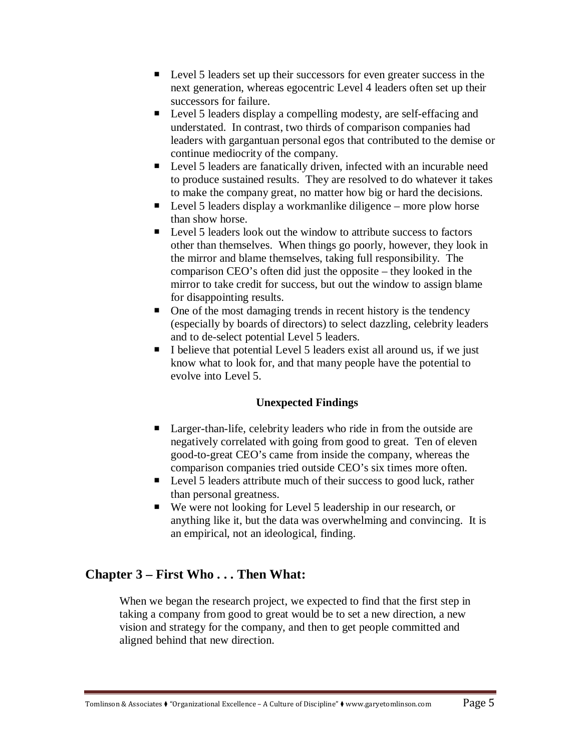- Level 5 leaders set up their successors for even greater success in the next generation, whereas egocentric Level 4 leaders often set up their successors for failure.
- Level 5 leaders display a compelling modesty, are self-effacing and understated. In contrast, two thirds of comparison companies had leaders with gargantuan personal egos that contributed to the demise or continue mediocrity of the company.
- Level 5 leaders are fanatically driven, infected with an incurable need to produce sustained results. They are resolved to do whatever it takes to make the company great, no matter how big or hard the decisions.
- Level 5 leaders display a workmanlike diligence – more plow horse than show horse.
- Level 5 leaders look out the window to attribute success to factors other than themselves. When things go poorly, however, they look in the mirror and blame themselves, taking full responsibility. The comparison CEO's often did just the opposite – they looked in the mirror to take credit for success, but out the window to assign blame for disappointing results.
- One of the most damaging trends in recent history is the tendency (especially by boards of directors) to select dazzling, celebrity leaders and to de-select potential Level 5 leaders.
- I believe that potential Level 5 leaders exist all around us, if we just know what to look for, and that many people have the potential to evolve into Level 5.

**Unexpected Findings**

- Larger-than-life, celebrity leaders who ride in from the outside are negatively correlated with going from good to great. Ten of eleven good-to-great CEO's came from inside the company, whereas the comparison companies tried outside CEO's six times more often.
- Level 5 leaders attribute much of their success to good luck, rather than personal greatness.
- We were not looking for Level 5 leadership in our research, or anything like it, but the data was overwhelming and convincing. It is an empirical, not an ideological, finding.

## Chapter 3 – First Who . . . Then What:

When we began the research project, we expected to find that the first step in taking a company from good to great would be to set a new direction, a new vision and strategy for the company, and then to get people committed and aligned behind that new direction.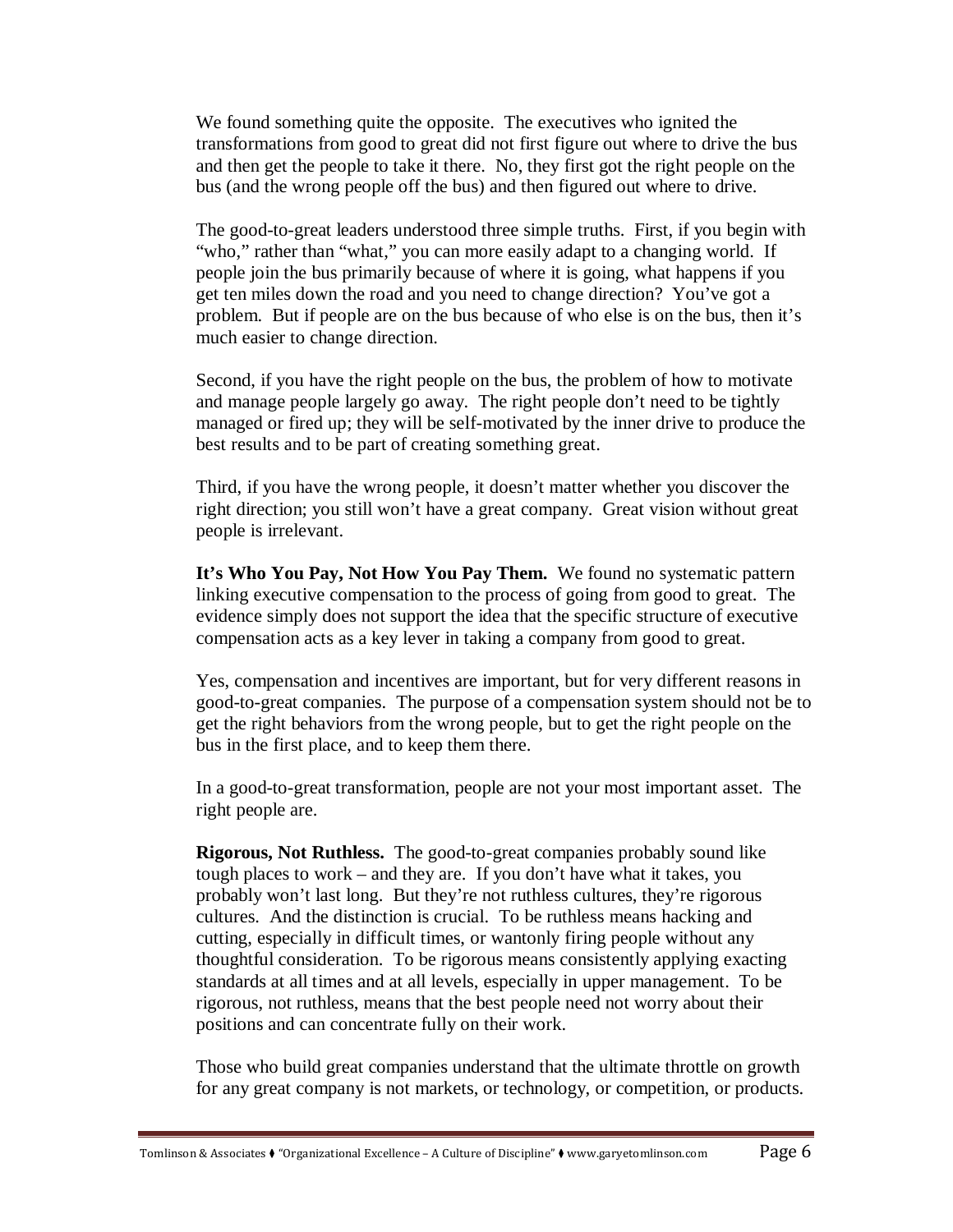We found something quite the opposite. The executives who ignited the transformations from good to great did not first figure out where to drive the bus and then get the people to take it there. No, they first got the right people on the bus (and the wrong people off the bus) and then figured out where to drive.

The good-to-great leaders understood three simple truths. First, if you begin with "who," rather than "what," you can more easily adapt to a changing world. If people join the bus primarily because of where it is going, what happens if you get ten miles down the road and you need to change direction? You've got a problem. But if people are on the bus because of who else is on the bus, then it's much easier to change direction.

Second, if you have the right people on the bus, the problem of how to motivate and manage people largely go away. The right people don't need to be tightly managed or fired up; they will be self-motivated by the inner drive to produce the best results and to be part of creating something great.

Third, if you have the wrong people, it doesn't matter whether you discover the right direction; you still won't have a great company. Great vision without great people is irrelevant.

**It's Who You Pay, Not How You Pay Them.** We found no systematic pattern linking executive compensation to the process of going from good to great. The evidence simply does not support the idea that the specific structure of executive compensation acts as a key lever in taking a company from good to great.

Yes, compensation and incentives are important, but for very different reasons in good-to-great companies. The purpose of a compensation system should not be to get the right behaviors from the wrong people, but to get the right people on the bus in the first place, and to keep them there.

In a good-to-great transformation, people are not your most important asset. The right people are.

**Rigorous, Not Ruthless.** The good-to-great companies probably sound like tough places to work – and they are. If you don't have what it takes, you probably won't last long. But they're not ruthless cultures, they're rigorous cultures. And the distinction is crucial. To be ruthless means hacking and cutting, especially in difficult times, or wantonly firing people without any thoughtful consideration. To be rigorous means consistently applying exacting standards at all times and at all levels, especially in upper management. To be rigorous, not ruthless, means that the best people need not worry about their positions and can concentrate fully on their work.

Those who build great companies understand that the ultimate throttle on growth for any great company is not markets, or technology, or competition, or products.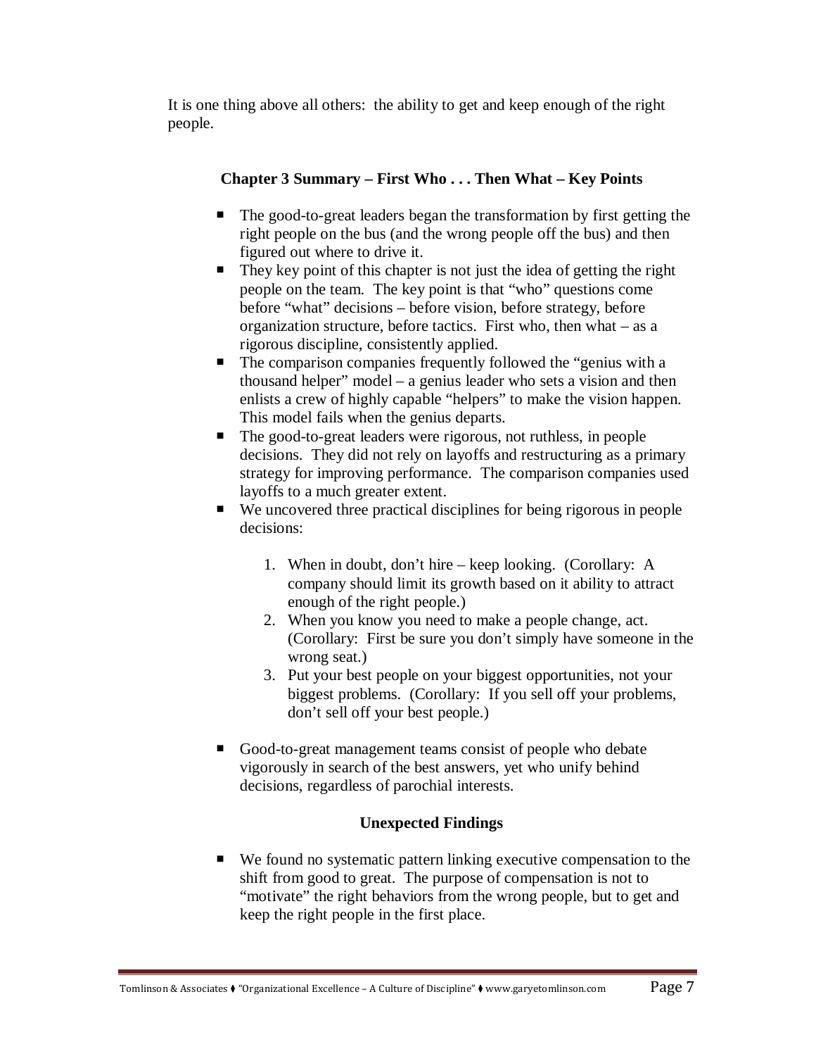It is one thing above all others: the ability to get and keep enough of the right people.

### Chapter 3 Summary – First Who . . . Then What – Key Points

- The good-to-great leaders began the transformation by first getting the right people on the bus (and the wrong people off the bus) and then figured out where to drive it.
- They key point of this chapter is not just the idea of getting the right people on the team. The key point is that "who" questions come before "what" decisions – before vision, before strategy, before organization structure, before tactics. First who, then what – as a rigorous discipline, consistently applied.
- The comparison companies frequently followed the "genius with a thousand helper" model – a genius leader who sets a vision and then enlists a crew of highly capable "helpers" to make the vision happen. This model fails when the genius departs.
- The good-to-great leaders were rigorous, not ruthless, in people decisions. They did not rely on layoffs and restructuring as a primary strategy for improving performance. The comparison companies used layoffs to a much greater extent.
- We uncovered three practical disciplines for being rigorous in people decisions:

    1. When in doubt, don't hire – keep looking. (Corollary: A company should limit its growth based on it ability to attract enough of the right people.)
    2. When you know you need to make a people change, act. (Corollary: First be sure you don't simply have someone in the wrong seat.)
    3. Put your best people on your biggest opportunities, not your biggest problems. (Corollary: If you sell off your problems, don't sell off your best people.)

- Good-to-great management teams consist of people who debate vigorously in search of the best answers, yet who unify behind decisions, regardless of parochial interests.

### Unexpected Findings

- We found no systematic pattern linking executive compensation to the shift from good to great. The purpose of compensation is not to "motivate" the right behaviors from the wrong people, but to get and keep the right people in the first place.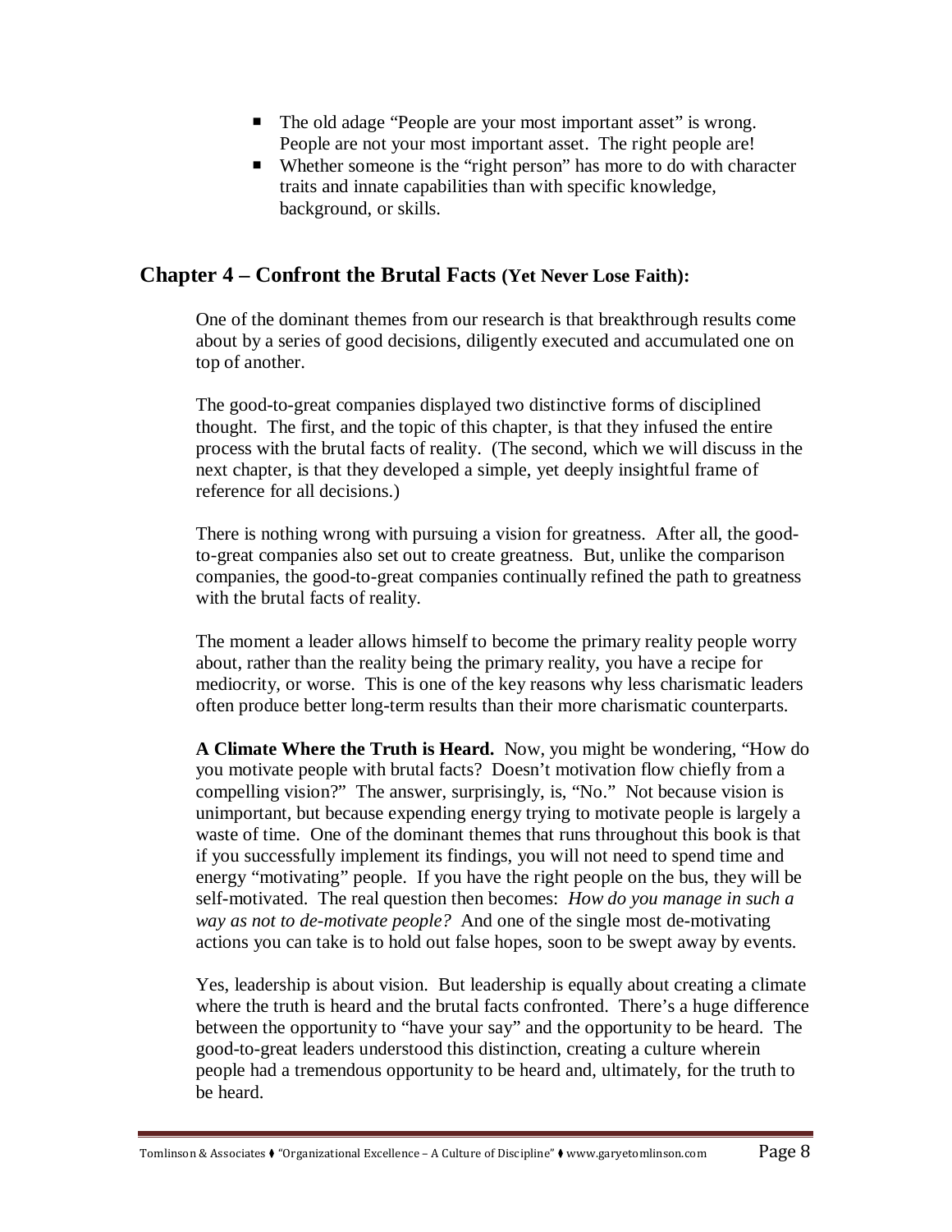- The old adage "People are your most important asset" is wrong. People are not your most important asset. The right people are!
- Whether someone is the "right person" has more to do with character traits and innate capabilities than with specific knowledge, background, or skills.

## Chapter 4 – Confront the Brutal Facts (Yet Never Lose Faith):

One of the dominant themes from our research is that breakthrough results come about by a series of good decisions, diligently executed and accumulated one on top of another.

The good-to-great companies displayed two distinctive forms of disciplined thought. The first, and the topic of this chapter, is that they infused the entire process with the brutal facts of reality. (The second, which we will discuss in the next chapter, is that they developed a simple, yet deeply insightful frame of reference for all decisions.)

There is nothing wrong with pursuing a vision for greatness. After all, the good-to-great companies also set out to create greatness. But, unlike the comparison companies, the good-to-great companies continually refined the path to greatness with the brutal facts of reality.

The moment a leader allows himself to become the primary reality people worry about, rather than the reality being the primary reality, you have a recipe for mediocrity, or worse. This is one of the key reasons why less charismatic leaders often produce better long-term results than their more charismatic counterparts.

**A Climate Where the Truth is Heard.** Now, you might be wondering, "How do you motivate people with brutal facts? Doesn't motivation flow chiefly from a compelling vision?" The answer, surprisingly, is, "No." Not because vision is unimportant, but because expending energy trying to motivate people is largely a waste of time. One of the dominant themes that runs throughout this book is that if you successfully implement its findings, you will not need to spend time and energy "motivating" people. If you have the right people on the bus, they will be self-motivated. The real question then becomes: *How do you manage in such a way as not to de-motivate people?* And one of the single most de-motivating actions you can take is to hold out false hopes, soon to be swept away by events.

Yes, leadership is about vision. But leadership is equally about creating a climate where the truth is heard and the brutal facts confronted. There's a huge difference between the opportunity to "have your say" and the opportunity to be heard. The good-to-great leaders understood this distinction, creating a culture wherein people had a tremendous opportunity to be heard and, ultimately, for the truth to be heard.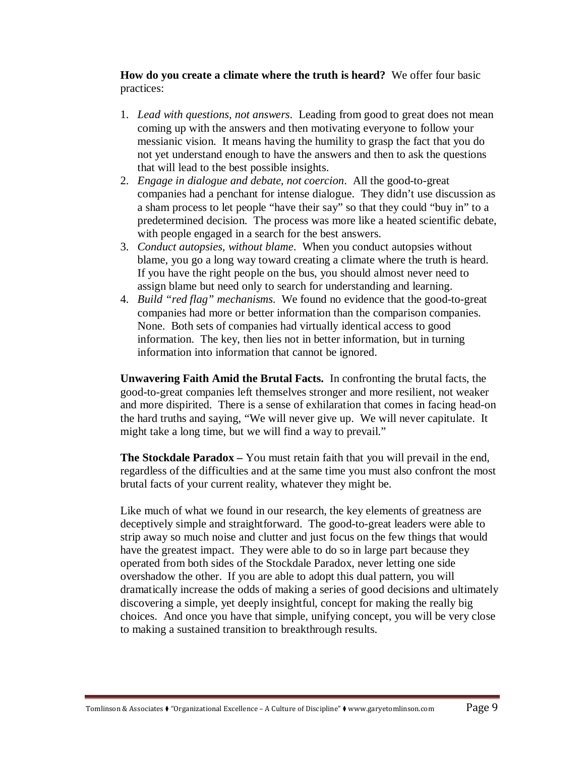**How do you create a climate where the truth is heard?** We offer four basic practices:

1. *Lead with questions, not answers*. Leading from good to great does not mean coming up with the answers and then motivating everyone to follow your messianic vision. It means having the humility to grasp the fact that you do not yet understand enough to have the answers and then to ask the questions that will lead to the best possible insights.
2. *Engage in dialogue and debate, not coercion*. All the good-to-great companies had a penchant for intense dialogue. They didn't use discussion as a sham process to let people "have their say" so that they could "buy in" to a predetermined decision. The process was more like a heated scientific debate, with people engaged in a search for the best answers.
3. *Conduct autopsies, without blame*. When you conduct autopsies without blame, you go a long way toward creating a climate where the truth is heard. If you have the right people on the bus, you should almost never need to assign blame but need only to search for understanding and learning.
4. *Build "red flag" mechanisms*. We found no evidence that the good-to-great companies had more or better information than the comparison companies. None. Both sets of companies had virtually identical access to good information. The key, then lies not in better information, but in turning information into information that cannot be ignored.

**Unwavering Faith Amid the Brutal Facts.** In confronting the brutal facts, the good-to-great companies left themselves stronger and more resilient, not weaker and more dispirited. There is a sense of exhilaration that comes in facing head-on the hard truths and saying, "We will never give up. We will never capitulate. It might take a long time, but we will find a way to prevail."

**The Stockdale Paradox –** You must retain faith that you will prevail in the end, regardless of the difficulties and at the same time you must also confront the most brutal facts of your current reality, whatever they might be.

Like much of what we found in our research, the key elements of greatness are deceptively simple and straightforward. The good-to-great leaders were able to strip away so much noise and clutter and just focus on the few things that would have the greatest impact. They were able to do so in large part because they operated from both sides of the Stockdale Paradox, never letting one side overshadow the other. If you are able to adopt this dual pattern, you will dramatically increase the odds of making a series of good decisions and ultimately discovering a simple, yet deeply insightful, concept for making the really big choices. And once you have that simple, unifying concept, you will be very close to making a sustained transition to breakthrough results.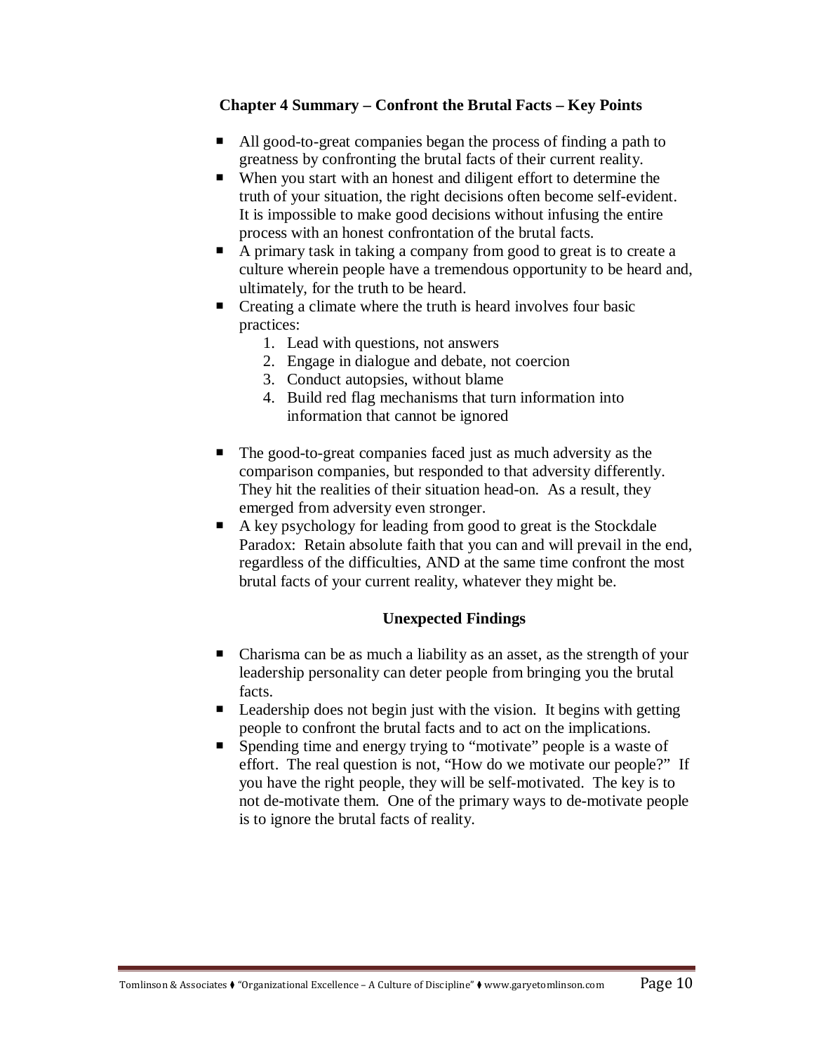## Chapter 4 Summary – Confront the Brutal Facts – Key Points

- All good-to-great companies began the process of finding a path to greatness by confronting the brutal facts of their current reality.
- When you start with an honest and diligent effort to determine the truth of your situation, the right decisions often become self-evident. It is impossible to make good decisions without infusing the entire process with an honest confrontation of the brutal facts.
- A primary task in taking a company from good to great is to create a culture wherein people have a tremendous opportunity to be heard and, ultimately, for the truth to be heard.
- Creating a climate where the truth is heard involves four basic practices:
  1. Lead with questions, not answers
  2. Engage in dialogue and debate, not coercion
  3. Conduct autopsies, without blame
  4. Build red flag mechanisms that turn information into information that cannot be ignored

- The good-to-great companies faced just as much adversity as the comparison companies, but responded to that adversity differently. They hit the realities of their situation head-on. As a result, they emerged from adversity even stronger.
- A key psychology for leading from good to great is the Stockdale Paradox: Retain absolute faith that you can and will prevail in the end, regardless of the difficulties, AND at the same time confront the most brutal facts of your current reality, whatever they might be.

## Unexpected Findings

- Charisma can be as much a liability as an asset, as the strength of your leadership personality can deter people from bringing you the brutal facts.
- Leadership does not begin just with the vision. It begins with getting people to confront the brutal facts and to act on the implications.
- Spending time and energy trying to "motivate" people is a waste of effort. The real question is not, "How do we motivate our people?" If you have the right people, they will be self-motivated. The key is to not de-motivate them. One of the primary ways to de-motivate people is to ignore the brutal facts of reality.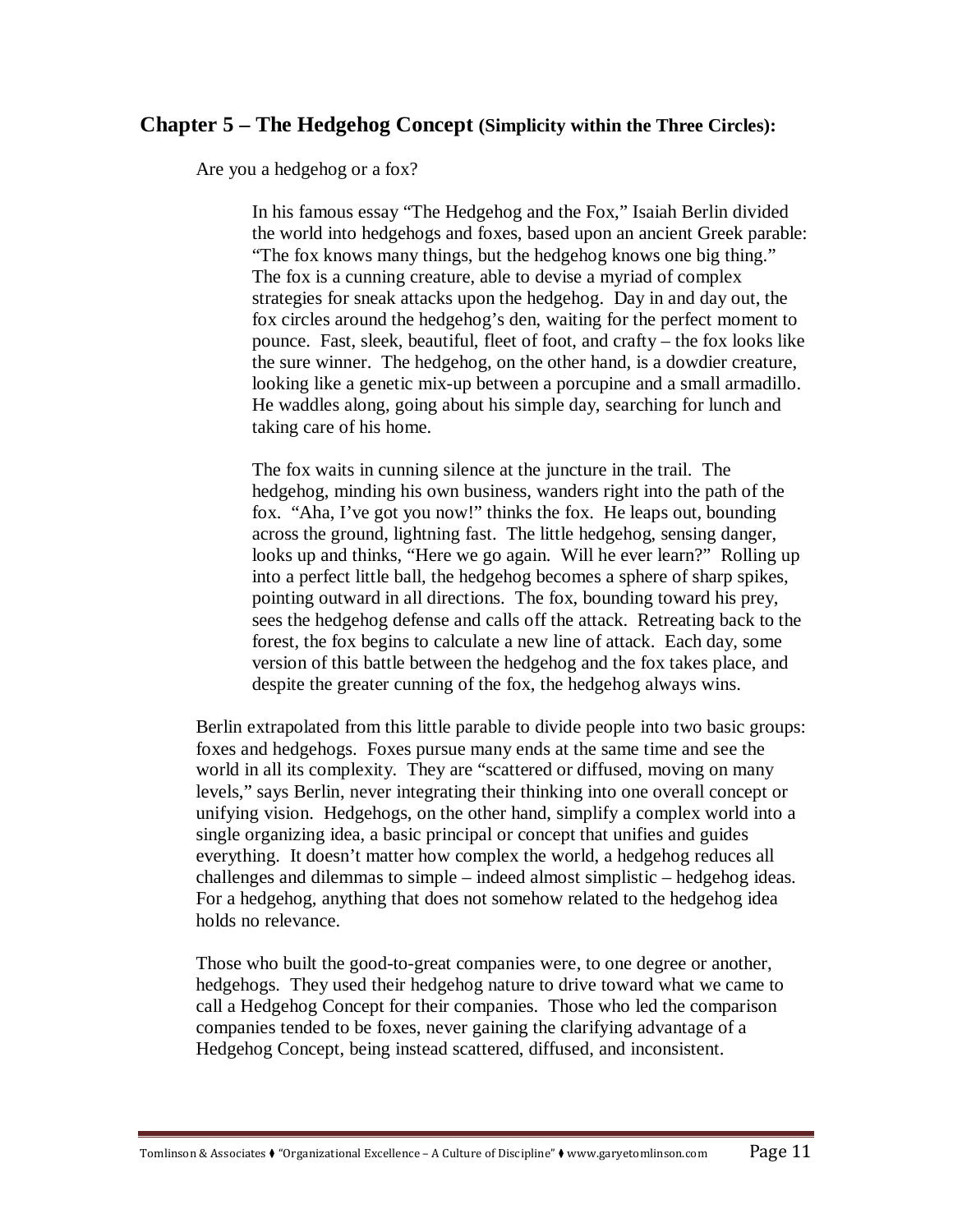## Chapter 5 – The Hedgehog Concept (Simplicity within the Three Circles):

Are you a hedgehog or a fox?

> In his famous essay "The Hedgehog and the Fox," Isaiah Berlin divided the world into hedgehogs and foxes, based upon an ancient Greek parable: "The fox knows many things, but the hedgehog knows one big thing." The fox is a cunning creature, able to devise a myriad of complex strategies for sneak attacks upon the hedgehog. Day in and day out, the fox circles around the hedgehog's den, waiting for the perfect moment to pounce. Fast, sleek, beautiful, fleet of foot, and crafty – the fox looks like the sure winner. The hedgehog, on the other hand, is a dowdier creature, looking like a genetic mix-up between a porcupine and a small armadillo. He waddles along, going about his simple day, searching for lunch and taking care of his home.
>
> The fox waits in cunning silence at the juncture in the trail. The hedgehog, minding his own business, wanders right into the path of the fox. "Aha, I've got you now!" thinks the fox. He leaps out, bounding across the ground, lightning fast. The little hedgehog, sensing danger, looks up and thinks, "Here we go again. Will he ever learn?" Rolling up into a perfect little ball, the hedgehog becomes a sphere of sharp spikes, pointing outward in all directions. The fox, bounding toward his prey, sees the hedgehog defense and calls off the attack. Retreating back to the forest, the fox begins to calculate a new line of attack. Each day, some version of this battle between the hedgehog and the fox takes place, and despite the greater cunning of the fox, the hedgehog always wins.

Berlin extrapolated from this little parable to divide people into two basic groups: foxes and hedgehogs. Foxes pursue many ends at the same time and see the world in all its complexity. They are "scattered or diffused, moving on many levels," says Berlin, never integrating their thinking into one overall concept or unifying vision. Hedgehogs, on the other hand, simplify a complex world into a single organizing idea, a basic principal or concept that unifies and guides everything. It doesn't matter how complex the world, a hedgehog reduces all challenges and dilemmas to simple – indeed almost simplistic – hedgehog ideas. For a hedgehog, anything that does not somehow related to the hedgehog idea holds no relevance.

Those who built the good-to-great companies were, to one degree or another, hedgehogs. They used their hedgehog nature to drive toward what we came to call a Hedgehog Concept for their companies. Those who led the comparison companies tended to be foxes, never gaining the clarifying advantage of a Hedgehog Concept, being instead scattered, diffused, and inconsistent.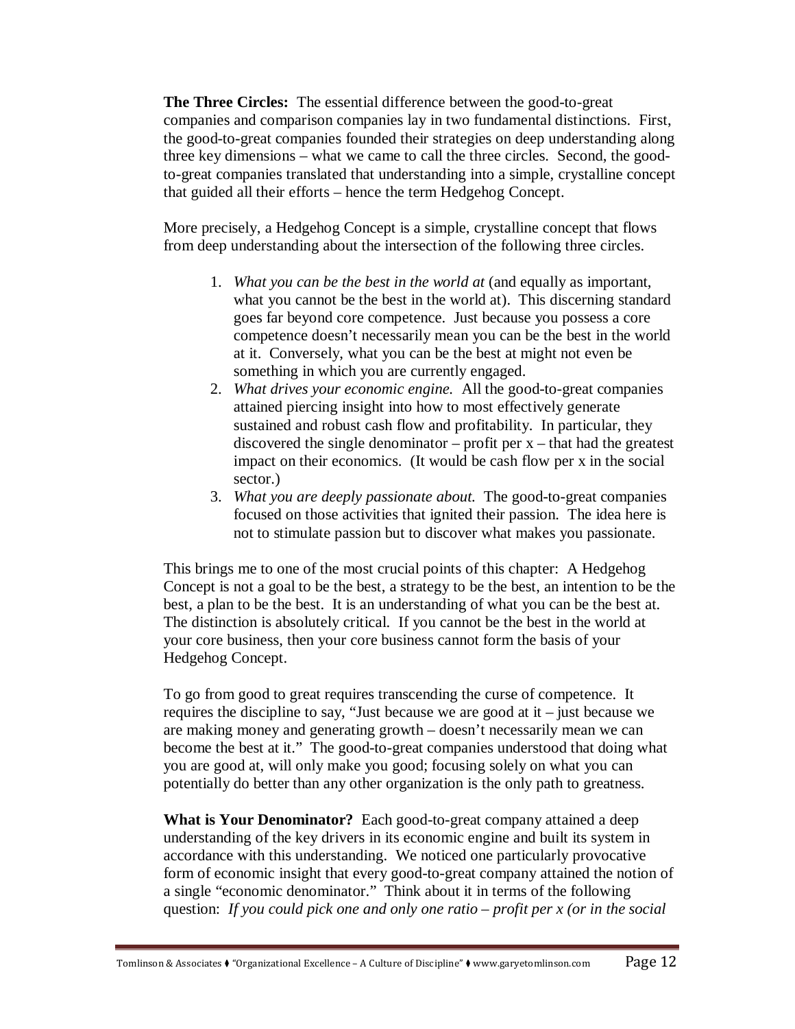**The Three Circles:** The essential difference between the good-to-great companies and comparison companies lay in two fundamental distinctions. First, the good-to-great companies founded their strategies on deep understanding along three key dimensions – what we came to call the three circles. Second, the good-to-great companies translated that understanding into a simple, crystalline concept that guided all their efforts – hence the term Hedgehog Concept.

More precisely, a Hedgehog Concept is a simple, crystalline concept that flows from deep understanding about the intersection of the following three circles.

1. *What you can be the best in the world at* (and equally as important, what you cannot be the best in the world at). This discerning standard goes far beyond core competence. Just because you possess a core competence doesn't necessarily mean you can be the best in the world at it. Conversely, what you can be the best at might not even be something in which you are currently engaged.
2. *What drives your economic engine.* All the good-to-great companies attained piercing insight into how to most effectively generate sustained and robust cash flow and profitability. In particular, they discovered the single denominator – profit per x – that had the greatest impact on their economics. (It would be cash flow per x in the social sector.)
3. *What you are deeply passionate about.* The good-to-great companies focused on those activities that ignited their passion. The idea here is not to stimulate passion but to discover what makes you passionate.

This brings me to one of the most crucial points of this chapter: A Hedgehog Concept is not a goal to be the best, a strategy to be the best, an intention to be the best, a plan to be the best. It is an understanding of what you can be the best at. The distinction is absolutely critical. If you cannot be the best in the world at your core business, then your core business cannot form the basis of your Hedgehog Concept.

To go from good to great requires transcending the curse of competence. It requires the discipline to say, "Just because we are good at it – just because we are making money and generating growth – doesn't necessarily mean we can become the best at it." The good-to-great companies understood that doing what you are good at, will only make you good; focusing solely on what you can potentially do better than any other organization is the only path to greatness.

**What is Your Denominator?** Each good-to-great company attained a deep understanding of the key drivers in its economic engine and built its system in accordance with this understanding. We noticed one particularly provocative form of economic insight that every good-to-great company attained the notion of a single "economic denominator." Think about it in terms of the following question: *If you could pick one and only one ratio – profit per x (or in the social*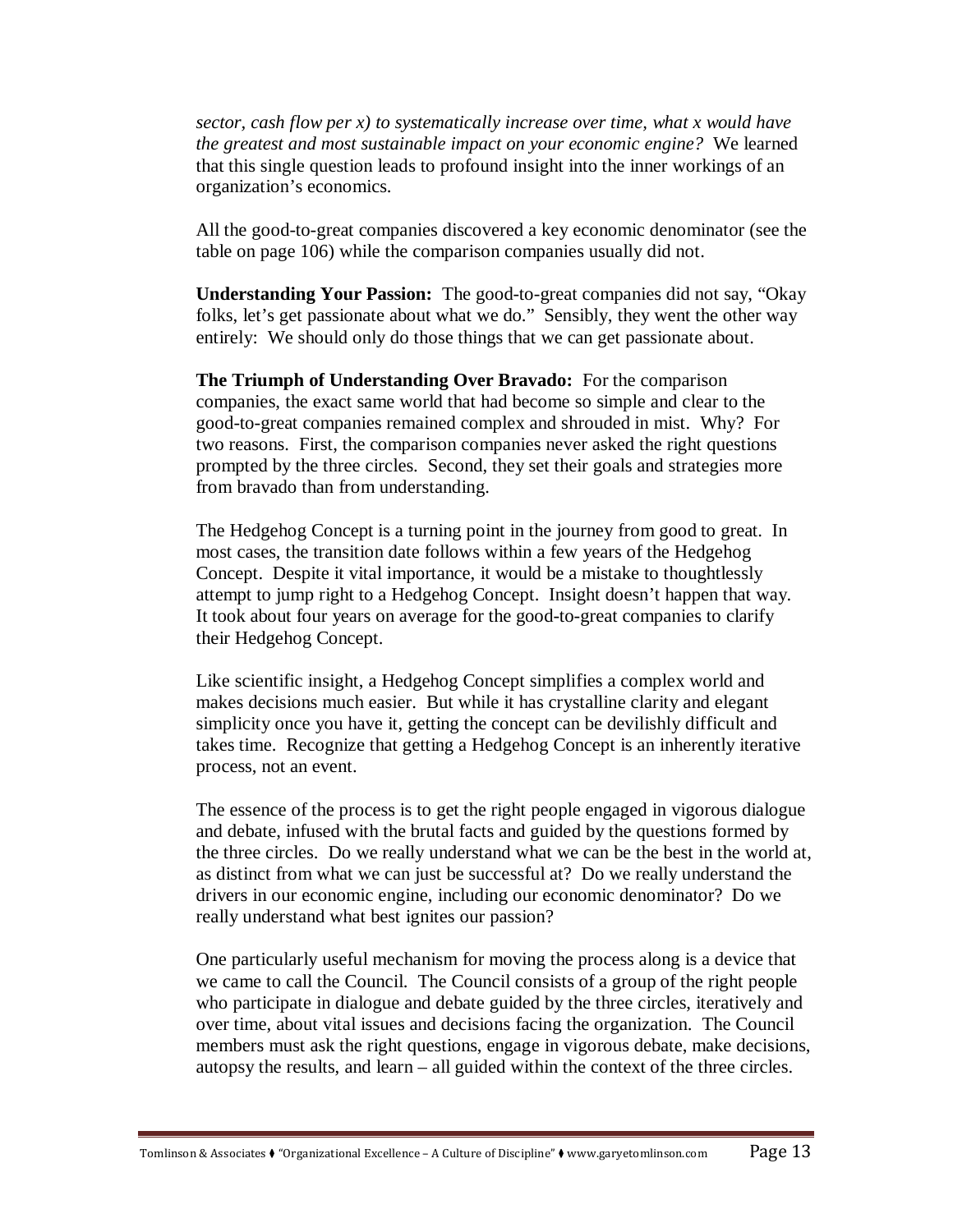*sector, cash flow per x) to systematically increase over time, what x would have the greatest and most sustainable impact on your economic engine?* We learned that this single question leads to profound insight into the inner workings of an organization's economics.

All the good-to-great companies discovered a key economic denominator (see the table on page 106) while the comparison companies usually did not.

**Understanding Your Passion:** The good-to-great companies did not say, "Okay folks, let's get passionate about what we do." Sensibly, they went the other way entirely: We should only do those things that we can get passionate about.

**The Triumph of Understanding Over Bravado:** For the comparison companies, the exact same world that had become so simple and clear to the good-to-great companies remained complex and shrouded in mist. Why? For two reasons. First, the comparison companies never asked the right questions prompted by the three circles. Second, they set their goals and strategies more from bravado than from understanding.

The Hedgehog Concept is a turning point in the journey from good to great. In most cases, the transition date follows within a few years of the Hedgehog Concept. Despite it vital importance, it would be a mistake to thoughtlessly attempt to jump right to a Hedgehog Concept. Insight doesn't happen that way. It took about four years on average for the good-to-great companies to clarify their Hedgehog Concept.

Like scientific insight, a Hedgehog Concept simplifies a complex world and makes decisions much easier. But while it has crystalline clarity and elegant simplicity once you have it, getting the concept can be devilishly difficult and takes time. Recognize that getting a Hedgehog Concept is an inherently iterative process, not an event.

The essence of the process is to get the right people engaged in vigorous dialogue and debate, infused with the brutal facts and guided by the questions formed by the three circles. Do we really understand what we can be the best in the world at, as distinct from what we can just be successful at? Do we really understand the drivers in our economic engine, including our economic denominator? Do we really understand what best ignites our passion?

One particularly useful mechanism for moving the process along is a device that we came to call the Council. The Council consists of a group of the right people who participate in dialogue and debate guided by the three circles, iteratively and over time, about vital issues and decisions facing the organization. The Council members must ask the right questions, engage in vigorous debate, make decisions, autopsy the results, and learn – all guided within the context of the three circles.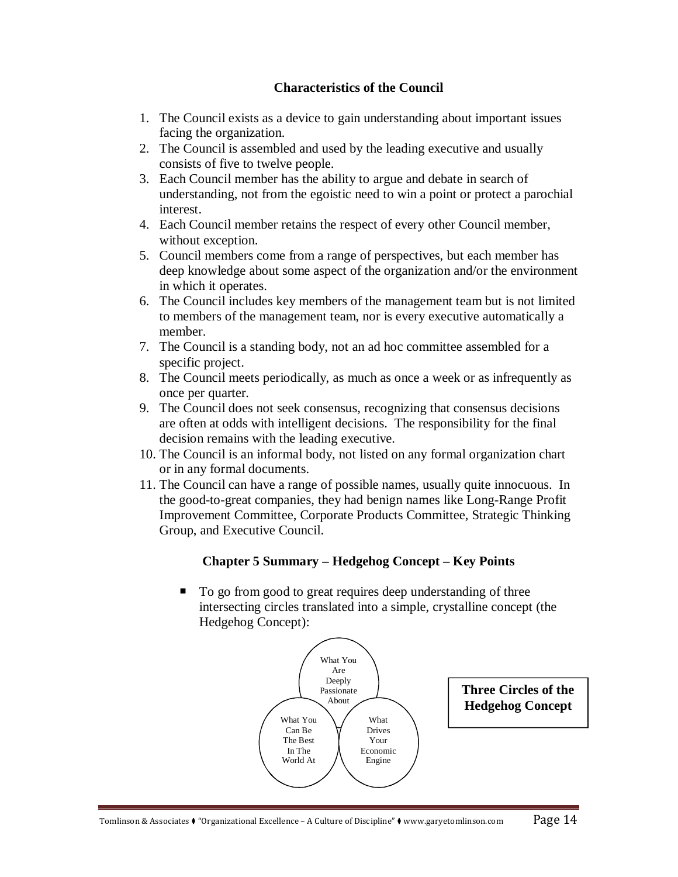### Characteristics of the Council

1. The Council exists as a device to gain understanding about important issues facing the organization.
2. The Council is assembled and used by the leading executive and usually consists of five to twelve people.
3. Each Council member has the ability to argue and debate in search of understanding, not from the egoistic need to win a point or protect a parochial interest.
4. Each Council member retains the respect of every other Council member, without exception.
5. Council members come from a range of perspectives, but each member has deep knowledge about some aspect of the organization and/or the environment in which it operates.
6. The Council includes key members of the management team but is not limited to members of the management team, nor is every executive automatically a member.
7. The Council is a standing body, not an ad hoc committee assembled for a specific project.
8. The Council meets periodically, as much as once a week or as infrequently as once per quarter.
9. The Council does not seek consensus, recognizing that consensus decisions are often at odds with intelligent decisions. The responsibility for the final decision remains with the leading executive.
10. The Council is an informal body, not listed on any formal organization chart or in any formal documents.
11. The Council can have a range of possible names, usually quite innocuous. In the good-to-great companies, they had benign names like Long-Range Profit Improvement Committee, Corporate Products Committee, Strategic Thinking Group, and Executive Council.

### Chapter 5 Summary – Hedgehog Concept – Key Points

- To go from good to great requires deep understanding of three intersecting circles translated into a simple, crystalline concept (the Hedgehog Concept):

What You Are Deeply Passionate About

What You Can Be The Best In The World At

What Drives Your Economic Engine

**Three Circles of the Hedgehog Concept**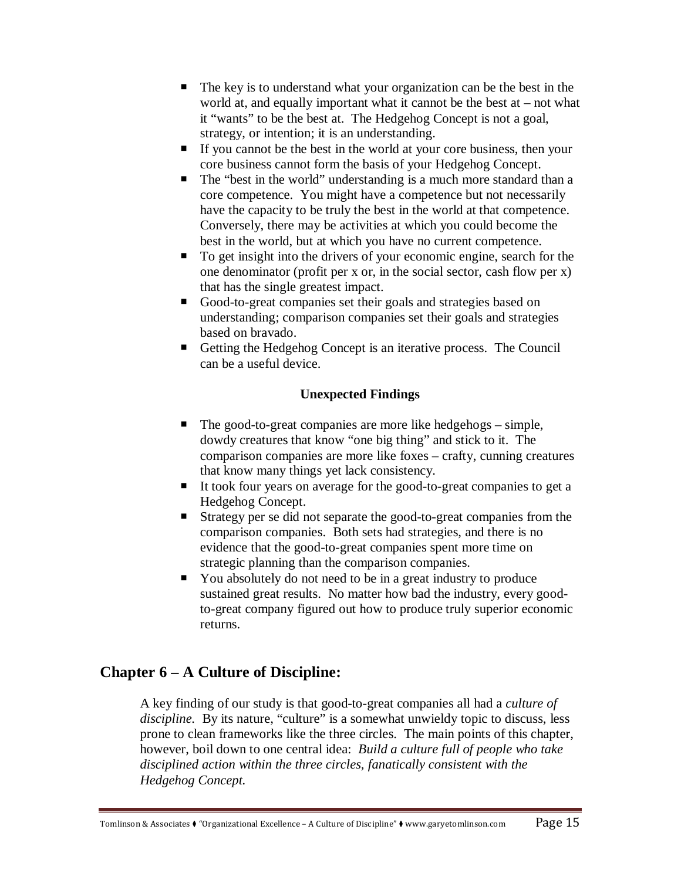- The key is to understand what your organization can be the best in the world at, and equally important what it cannot be the best at – not what it "wants" to be the best at. The Hedgehog Concept is not a goal, strategy, or intention; it is an understanding.
- If you cannot be the best in the world at your core business, then your core business cannot form the basis of your Hedgehog Concept.
- The "best in the world" understanding is a much more standard than a core competence. You might have a competence but not necessarily have the capacity to be truly the best in the world at that competence. Conversely, there may be activities at which you could become the best in the world, but at which you have no current competence.
- To get insight into the drivers of your economic engine, search for the one denominator (profit per x or, in the social sector, cash flow per x) that has the single greatest impact.
- Good-to-great companies set their goals and strategies based on understanding; comparison companies set their goals and strategies based on bravado.
- Getting the Hedgehog Concept is an iterative process. The Council can be a useful device.

**Unexpected Findings**

- The good-to-great companies are more like hedgehogs – simple, dowdy creatures that know "one big thing" and stick to it. The comparison companies are more like foxes – crafty, cunning creatures that know many things yet lack consistency.
- It took four years on average for the good-to-great companies to get a Hedgehog Concept.
- Strategy per se did not separate the good-to-great companies from the comparison companies. Both sets had strategies, and there is no evidence that the good-to-great companies spent more time on strategic planning than the comparison companies.
- You absolutely do not need to be in a great industry to produce sustained great results. No matter how bad the industry, every good-to-great company figured out how to produce truly superior economic returns.

## Chapter 6 – A Culture of Discipline:

A key finding of our study is that good-to-great companies all had a *culture of discipline.* By its nature, "culture" is a somewhat unwieldy topic to discuss, less prone to clean frameworks like the three circles. The main points of this chapter, however, boil down to one central idea: *Build a culture full of people who take disciplined action within the three circles, fanatically consistent with the Hedgehog Concept.*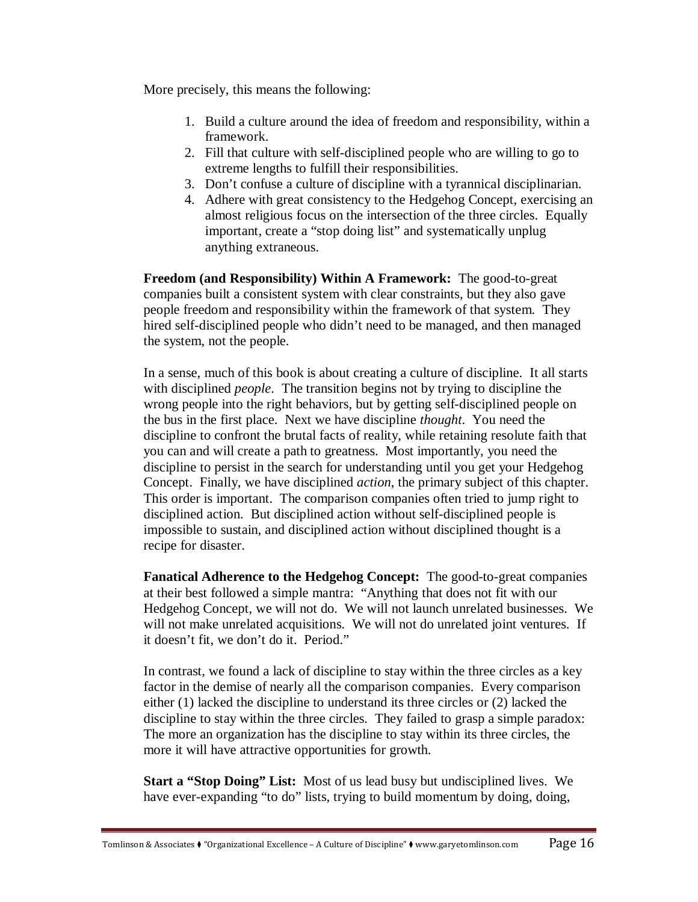More precisely, this means the following:

1. Build a culture around the idea of freedom and responsibility, within a framework.
2. Fill that culture with self-disciplined people who are willing to go to extreme lengths to fulfill their responsibilities.
3. Don't confuse a culture of discipline with a tyrannical disciplinarian.
4. Adhere with great consistency to the Hedgehog Concept, exercising an almost religious focus on the intersection of the three circles. Equally important, create a "stop doing list" and systematically unplug anything extraneous.

**Freedom (and Responsibility) Within A Framework:** The good-to-great companies built a consistent system with clear constraints, but they also gave people freedom and responsibility within the framework of that system. They hired self-disciplined people who didn't need to be managed, and then managed the system, not the people.

In a sense, much of this book is about creating a culture of discipline. It all starts with disciplined *people*. The transition begins not by trying to discipline the wrong people into the right behaviors, but by getting self-disciplined people on the bus in the first place. Next we have discipline *thought*. You need the discipline to confront the brutal facts of reality, while retaining resolute faith that you can and will create a path to greatness. Most importantly, you need the discipline to persist in the search for understanding until you get your Hedgehog Concept. Finally, we have disciplined *action*, the primary subject of this chapter. This order is important. The comparison companies often tried to jump right to disciplined action. But disciplined action without self-disciplined people is impossible to sustain, and disciplined action without disciplined thought is a recipe for disaster.

**Fanatical Adherence to the Hedgehog Concept:** The good-to-great companies at their best followed a simple mantra: "Anything that does not fit with our Hedgehog Concept, we will not do. We will not launch unrelated businesses. We will not make unrelated acquisitions. We will not do unrelated joint ventures. If it doesn't fit, we don't do it. Period."

In contrast, we found a lack of discipline to stay within the three circles as a key factor in the demise of nearly all the comparison companies. Every comparison either (1) lacked the discipline to understand its three circles or (2) lacked the discipline to stay within the three circles. They failed to grasp a simple paradox: The more an organization has the discipline to stay within its three circles, the more it will have attractive opportunities for growth.

**Start a "Stop Doing" List:** Most of us lead busy but undisciplined lives. We have ever-expanding "to do" lists, trying to build momentum by doing, doing,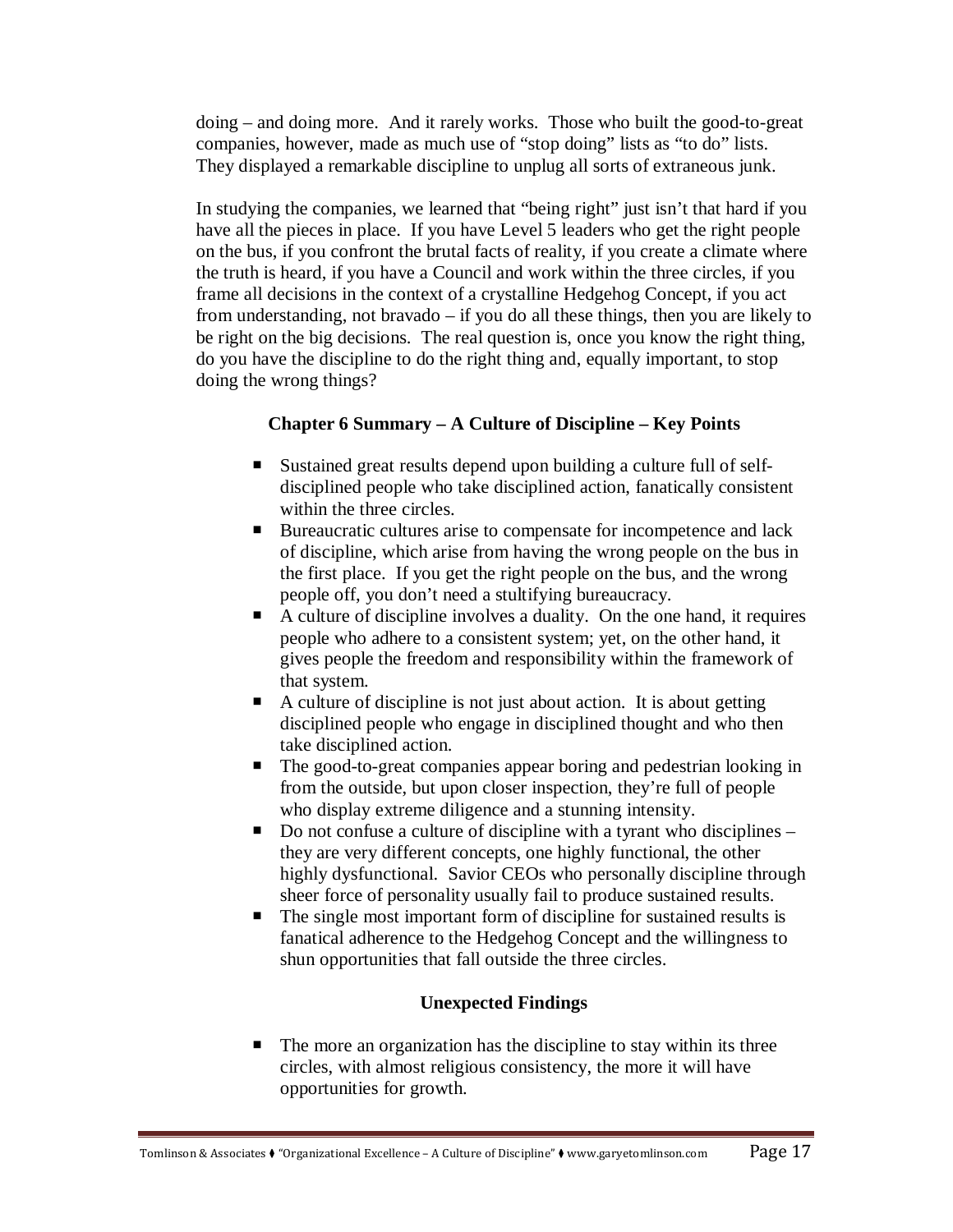doing – and doing more. And it rarely works. Those who built the good-to-great companies, however, made as much use of "stop doing" lists as "to do" lists. They displayed a remarkable discipline to unplug all sorts of extraneous junk.

In studying the companies, we learned that "being right" just isn't that hard if you have all the pieces in place. If you have Level 5 leaders who get the right people on the bus, if you confront the brutal facts of reality, if you create a climate where the truth is heard, if you have a Council and work within the three circles, if you frame all decisions in the context of a crystalline Hedgehog Concept, if you act from understanding, not bravado – if you do all these things, then you are likely to be right on the big decisions. The real question is, once you know the right thing, do you have the discipline to do the right thing and, equally important, to stop doing the wrong things?

### Chapter 6 Summary – A Culture of Discipline – Key Points

- Sustained great results depend upon building a culture full of self-disciplined people who take disciplined action, fanatically consistent within the three circles.
- Bureaucratic cultures arise to compensate for incompetence and lack of discipline, which arise from having the wrong people on the bus in the first place. If you get the right people on the bus, and the wrong people off, you don't need a stultifying bureaucracy.
- A culture of discipline involves a duality. On the one hand, it requires people who adhere to a consistent system; yet, on the other hand, it gives people the freedom and responsibility within the framework of that system.
- A culture of discipline is not just about action. It is about getting disciplined people who engage in disciplined thought and who then take disciplined action.
- The good-to-great companies appear boring and pedestrian looking in from the outside, but upon closer inspection, they're full of people who display extreme diligence and a stunning intensity.
- Do not confuse a culture of discipline with a tyrant who disciplines – they are very different concepts, one highly functional, the other highly dysfunctional. Savior CEOs who personally discipline through sheer force of personality usually fail to produce sustained results.
- The single most important form of discipline for sustained results is fanatical adherence to the Hedgehog Concept and the willingness to shun opportunities that fall outside the three circles.

### Unexpected Findings

- The more an organization has the discipline to stay within its three circles, with almost religious consistency, the more it will have opportunities for growth.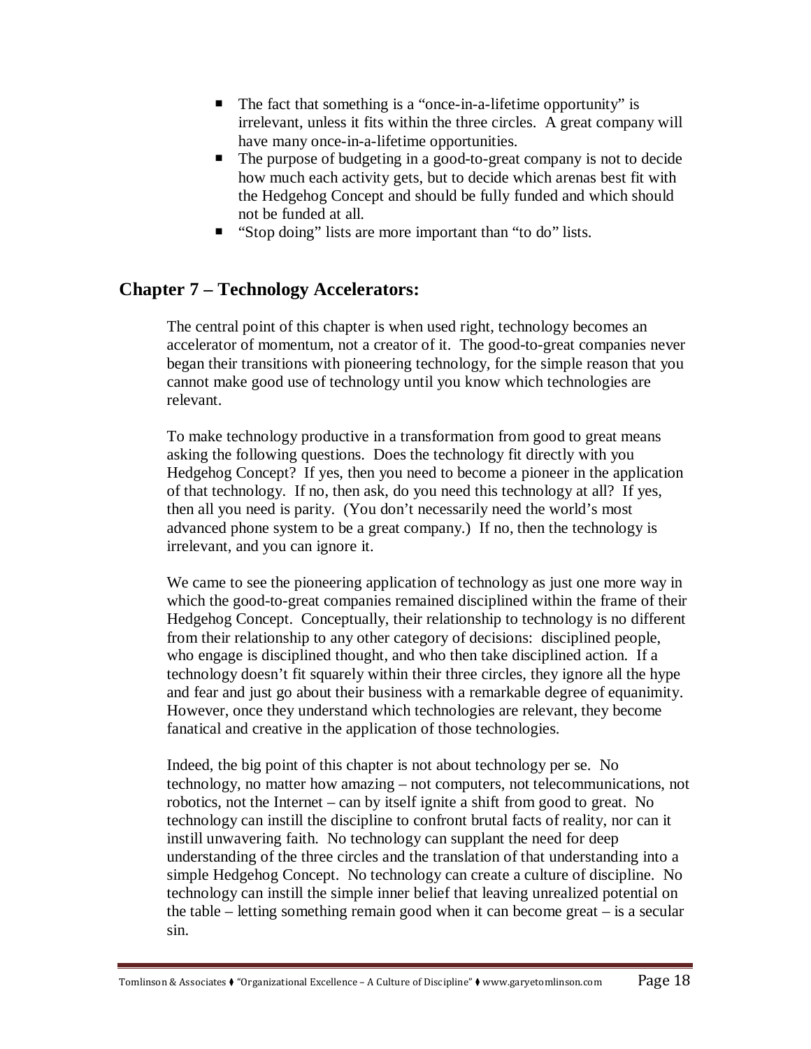- The fact that something is a "once-in-a-lifetime opportunity" is irrelevant, unless it fits within the three circles. A great company will have many once-in-a-lifetime opportunities.
- The purpose of budgeting in a good-to-great company is not to decide how much each activity gets, but to decide which arenas best fit with the Hedgehog Concept and should be fully funded and which should not be funded at all.
- "Stop doing" lists are more important than "to do" lists.

## Chapter 7 – Technology Accelerators:

The central point of this chapter is when used right, technology becomes an accelerator of momentum, not a creator of it. The good-to-great companies never began their transitions with pioneering technology, for the simple reason that you cannot make good use of technology until you know which technologies are relevant.

To make technology productive in a transformation from good to great means asking the following questions. Does the technology fit directly with you Hedgehog Concept? If yes, then you need to become a pioneer in the application of that technology. If no, then ask, do you need this technology at all? If yes, then all you need is parity. (You don't necessarily need the world's most advanced phone system to be a great company.) If no, then the technology is irrelevant, and you can ignore it.

We came to see the pioneering application of technology as just one more way in which the good-to-great companies remained disciplined within the frame of their Hedgehog Concept. Conceptually, their relationship to technology is no different from their relationship to any other category of decisions: disciplined people, who engage is disciplined thought, and who then take disciplined action. If a technology doesn't fit squarely within their three circles, they ignore all the hype and fear and just go about their business with a remarkable degree of equanimity. However, once they understand which technologies are relevant, they become fanatical and creative in the application of those technologies.

Indeed, the big point of this chapter is not about technology per se. No technology, no matter how amazing – not computers, not telecommunications, not robotics, not the Internet – can by itself ignite a shift from good to great. No technology can instill the discipline to confront brutal facts of reality, nor can it instill unwavering faith. No technology can supplant the need for deep understanding of the three circles and the translation of that understanding into a simple Hedgehog Concept. No technology can create a culture of discipline. No technology can instill the simple inner belief that leaving unrealized potential on the table – letting something remain good when it can become great – is a secular sin.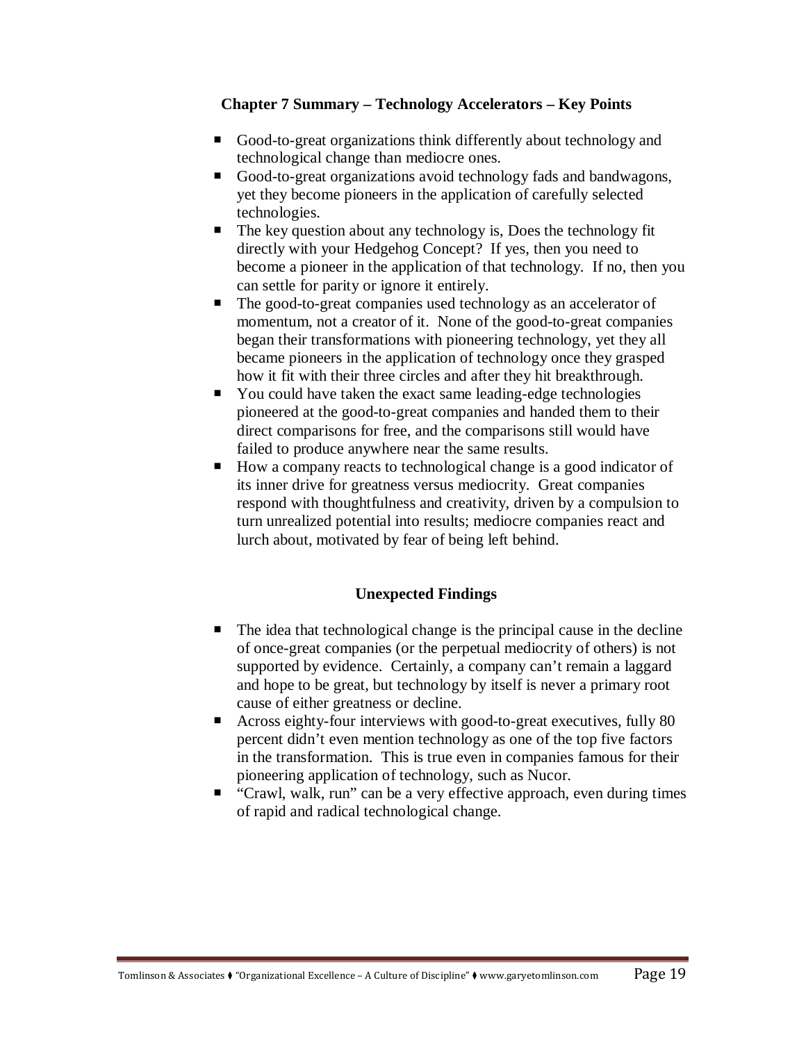## Chapter 7 Summary – Technology Accelerators – Key Points

- Good-to-great organizations think differently about technology and technological change than mediocre ones.
- Good-to-great organizations avoid technology fads and bandwagons, yet they become pioneers in the application of carefully selected technologies.
- The key question about any technology is, Does the technology fit directly with your Hedgehog Concept? If yes, then you need to become a pioneer in the application of that technology. If no, then you can settle for parity or ignore it entirely.
- The good-to-great companies used technology as an accelerator of momentum, not a creator of it. None of the good-to-great companies began their transformations with pioneering technology, yet they all became pioneers in the application of technology once they grasped how it fit with their three circles and after they hit breakthrough.
- You could have taken the exact same leading-edge technologies pioneered at the good-to-great companies and handed them to their direct comparisons for free, and the comparisons still would have failed to produce anywhere near the same results.
- How a company reacts to technological change is a good indicator of its inner drive for greatness versus mediocrity. Great companies respond with thoughtfulness and creativity, driven by a compulsion to turn unrealized potential into results; mediocre companies react and lurch about, motivated by fear of being left behind.

## Unexpected Findings

- The idea that technological change is the principal cause in the decline of once-great companies (or the perpetual mediocrity of others) is not supported by evidence. Certainly, a company can't remain a laggard and hope to be great, but technology by itself is never a primary root cause of either greatness or decline.
- Across eighty-four interviews with good-to-great executives, fully 80 percent didn't even mention technology as one of the top five factors in the transformation. This is true even in companies famous for their pioneering application of technology, such as Nucor.
- "Crawl, walk, run" can be a very effective approach, even during times of rapid and radical technological change.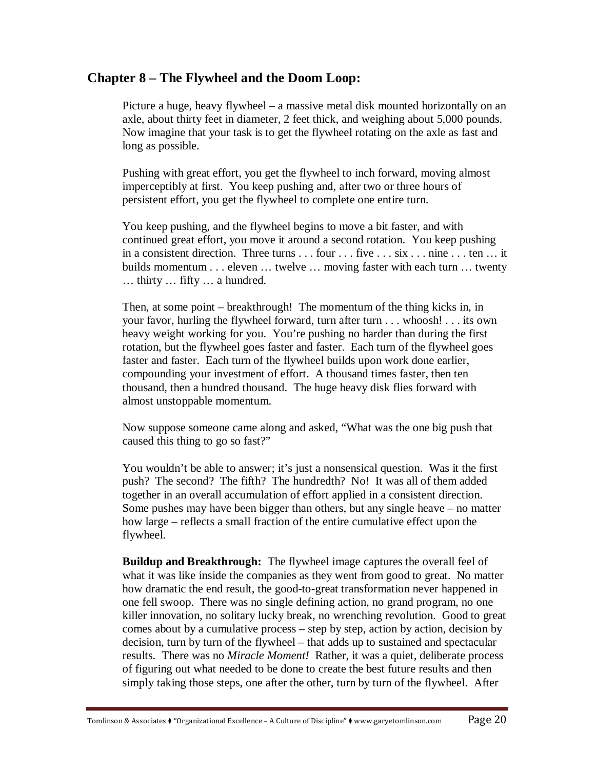## Chapter 8 – The Flywheel and the Doom Loop:

Picture a huge, heavy flywheel – a massive metal disk mounted horizontally on an axle, about thirty feet in diameter, 2 feet thick, and weighing about 5,000 pounds. Now imagine that your task is to get the flywheel rotating on the axle as fast and long as possible.

Pushing with great effort, you get the flywheel to inch forward, moving almost imperceptibly at first. You keep pushing and, after two or three hours of persistent effort, you get the flywheel to complete one entire turn.

You keep pushing, and the flywheel begins to move a bit faster, and with continued great effort, you move it around a second rotation. You keep pushing in a consistent direction. Three turns . . . four . . . five . . . six . . . nine . . . ten … it builds momentum . . . eleven … twelve … moving faster with each turn … twenty … thirty … fifty … a hundred.

Then, at some point – breakthrough! The momentum of the thing kicks in, in your favor, hurling the flywheel forward, turn after turn . . . whoosh! . . . its own heavy weight working for you. You're pushing no harder than during the first rotation, but the flywheel goes faster and faster. Each turn of the flywheel goes faster and faster. Each turn of the flywheel builds upon work done earlier, compounding your investment of effort. A thousand times faster, then ten thousand, then a hundred thousand. The huge heavy disk flies forward with almost unstoppable momentum.

Now suppose someone came along and asked, "What was the one big push that caused this thing to go so fast?"

You wouldn't be able to answer; it's just a nonsensical question. Was it the first push? The second? The fifth? The hundredth? No! It was all of them added together in an overall accumulation of effort applied in a consistent direction. Some pushes may have been bigger than others, but any single heave – no matter how large – reflects a small fraction of the entire cumulative effect upon the flywheel.

**Buildup and Breakthrough:** The flywheel image captures the overall feel of what it was like inside the companies as they went from good to great. No matter how dramatic the end result, the good-to-great transformation never happened in one fell swoop. There was no single defining action, no grand program, no one killer innovation, no solitary lucky break, no wrenching revolution. Good to great comes about by a cumulative process – step by step, action by action, decision by decision, turn by turn of the flywheel – that adds up to sustained and spectacular results. There was no *Miracle Moment!* Rather, it was a quiet, deliberate process of figuring out what needed to be done to create the best future results and then simply taking those steps, one after the other, turn by turn of the flywheel. After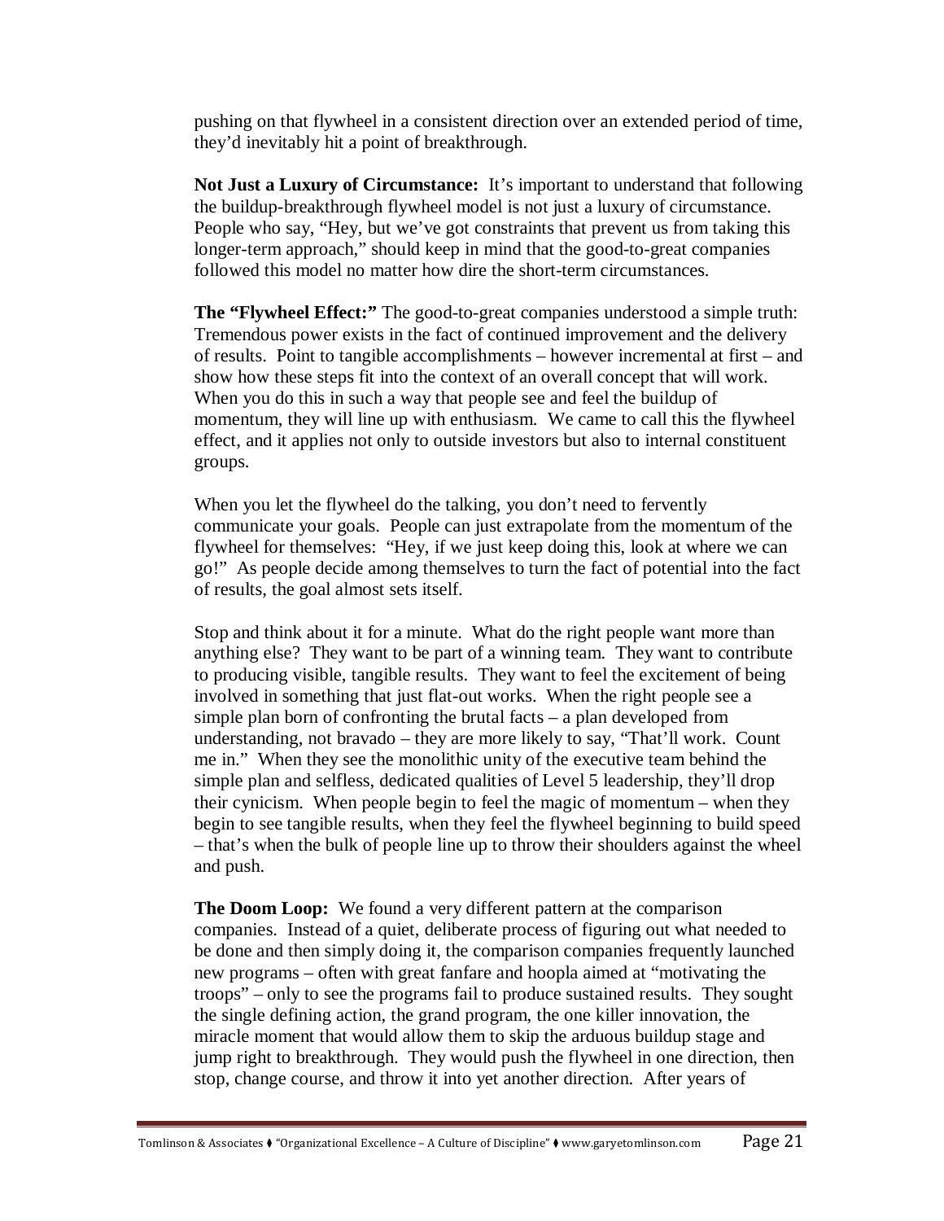pushing on that flywheel in a consistent direction over an extended period of time, they'd inevitably hit a point of breakthrough.

**Not Just a Luxury of Circumstance:** It's important to understand that following the buildup-breakthrough flywheel model is not just a luxury of circumstance. People who say, "Hey, but we've got constraints that prevent us from taking this longer-term approach," should keep in mind that the good-to-great companies followed this model no matter how dire the short-term circumstances.

**The "Flywheel Effect:"** The good-to-great companies understood a simple truth: Tremendous power exists in the fact of continued improvement and the delivery of results. Point to tangible accomplishments – however incremental at first – and show how these steps fit into the context of an overall concept that will work. When you do this in such a way that people see and feel the buildup of momentum, they will line up with enthusiasm. We came to call this the flywheel effect, and it applies not only to outside investors but also to internal constituent groups.

When you let the flywheel do the talking, you don't need to fervently communicate your goals. People can just extrapolate from the momentum of the flywheel for themselves: "Hey, if we just keep doing this, look at where we can go!" As people decide among themselves to turn the fact of potential into the fact of results, the goal almost sets itself.

Stop and think about it for a minute. What do the right people want more than anything else? They want to be part of a winning team. They want to contribute to producing visible, tangible results. They want to feel the excitement of being involved in something that just flat-out works. When the right people see a simple plan born of confronting the brutal facts – a plan developed from understanding, not bravado – they are more likely to say, "That'll work. Count me in." When they see the monolithic unity of the executive team behind the simple plan and selfless, dedicated qualities of Level 5 leadership, they'll drop their cynicism. When people begin to feel the magic of momentum – when they begin to see tangible results, when they feel the flywheel beginning to build speed – that's when the bulk of people line up to throw their shoulders against the wheel and push.

**The Doom Loop:** We found a very different pattern at the comparison companies. Instead of a quiet, deliberate process of figuring out what needed to be done and then simply doing it, the comparison companies frequently launched new programs – often with great fanfare and hoopla aimed at "motivating the troops" – only to see the programs fail to produce sustained results. They sought the single defining action, the grand program, the one killer innovation, the miracle moment that would allow them to skip the arduous buildup stage and jump right to breakthrough. They would push the flywheel in one direction, then stop, change course, and throw it into yet another direction. After years of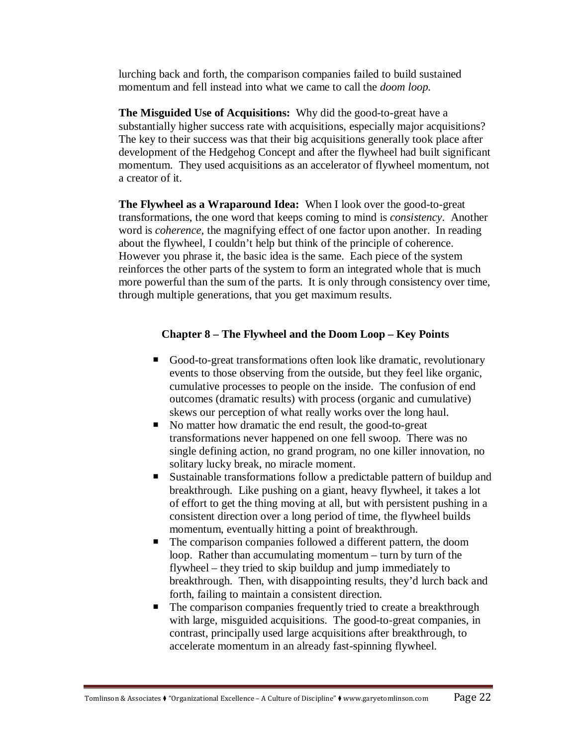lurching back and forth, the comparison companies failed to build sustained momentum and fell instead into what we came to call the *doom loop.*

**The Misguided Use of Acquisitions:** Why did the good-to-great have a substantially higher success rate with acquisitions, especially major acquisitions? The key to their success was that their big acquisitions generally took place after development of the Hedgehog Concept and after the flywheel had built significant momentum. They used acquisitions as an accelerator of flywheel momentum, not a creator of it.

**The Flywheel as a Wraparound Idea:** When I look over the good-to-great transformations, the one word that keeps coming to mind is *consistency*. Another word is *coherence*, the magnifying effect of one factor upon another. In reading about the flywheel, I couldn't help but think of the principle of coherence. However you phrase it, the basic idea is the same. Each piece of the system reinforces the other parts of the system to form an integrated whole that is much more powerful than the sum of the parts. It is only through consistency over time, through multiple generations, that you get maximum results.

### Chapter 8 – The Flywheel and the Doom Loop – Key Points

- Good-to-great transformations often look like dramatic, revolutionary events to those observing from the outside, but they feel like organic, cumulative processes to people on the inside. The confusion of end outcomes (dramatic results) with process (organic and cumulative) skews our perception of what really works over the long haul.
- No matter how dramatic the end result, the good-to-great transformations never happened on one fell swoop. There was no single defining action, no grand program, no one killer innovation, no solitary lucky break, no miracle moment.
- Sustainable transformations follow a predictable pattern of buildup and breakthrough. Like pushing on a giant, heavy flywheel, it takes a lot of effort to get the thing moving at all, but with persistent pushing in a consistent direction over a long period of time, the flywheel builds momentum, eventually hitting a point of breakthrough.
- The comparison companies followed a different pattern, the doom loop. Rather than accumulating momentum – turn by turn of the flywheel – they tried to skip buildup and jump immediately to breakthrough. Then, with disappointing results, they'd lurch back and forth, failing to maintain a consistent direction.
- The comparison companies frequently tried to create a breakthrough with large, misguided acquisitions. The good-to-great companies, in contrast, principally used large acquisitions after breakthrough, to accelerate momentum in an already fast-spinning flywheel.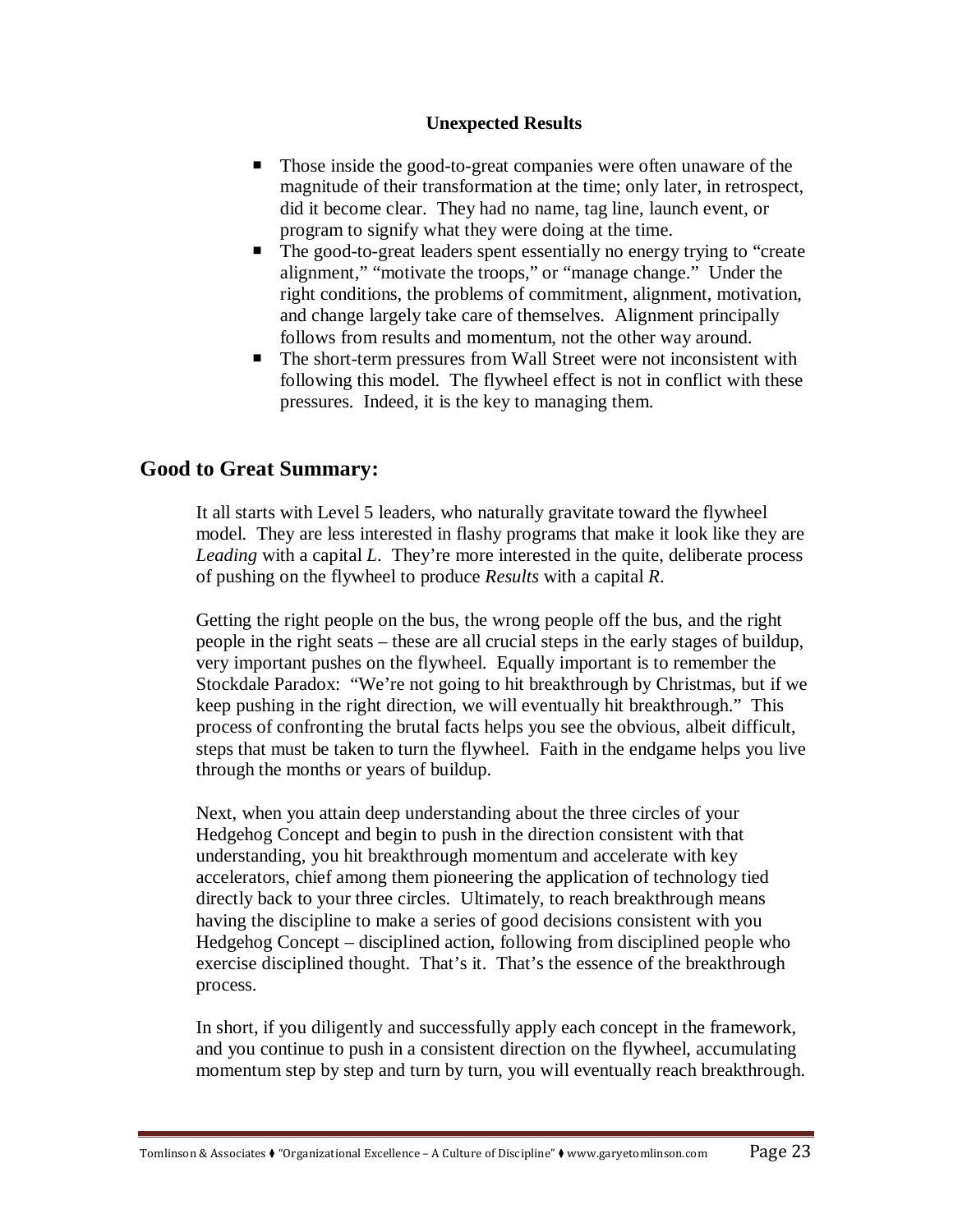**Unexpected Results**

- Those inside the good-to-great companies were often unaware of the magnitude of their transformation at the time; only later, in retrospect, did it become clear. They had no name, tag line, launch event, or program to signify what they were doing at the time.
- The good-to-great leaders spent essentially no energy trying to "create alignment," "motivate the troops," or "manage change." Under the right conditions, the problems of commitment, alignment, motivation, and change largely take care of themselves. Alignment principally follows from results and momentum, not the other way around.
- The short-term pressures from Wall Street were not inconsistent with following this model. The flywheel effect is not in conflict with these pressures. Indeed, it is the key to managing them.

## Good to Great Summary:

It all starts with Level 5 leaders, who naturally gravitate toward the flywheel model. They are less interested in flashy programs that make it look like they are *Leading* with a capital *L*. They're more interested in the quite, deliberate process of pushing on the flywheel to produce *Results* with a capital *R*.

Getting the right people on the bus, the wrong people off the bus, and the right people in the right seats – these are all crucial steps in the early stages of buildup, very important pushes on the flywheel. Equally important is to remember the Stockdale Paradox: "We're not going to hit breakthrough by Christmas, but if we keep pushing in the right direction, we will eventually hit breakthrough." This process of confronting the brutal facts helps you see the obvious, albeit difficult, steps that must be taken to turn the flywheel. Faith in the endgame helps you live through the months or years of buildup.

Next, when you attain deep understanding about the three circles of your Hedgehog Concept and begin to push in the direction consistent with that understanding, you hit breakthrough momentum and accelerate with key accelerators, chief among them pioneering the application of technology tied directly back to your three circles. Ultimately, to reach breakthrough means having the discipline to make a series of good decisions consistent with you Hedgehog Concept – disciplined action, following from disciplined people who exercise disciplined thought. That's it. That's the essence of the breakthrough process.

In short, if you diligently and successfully apply each concept in the framework, and you continue to push in a consistent direction on the flywheel, accumulating momentum step by step and turn by turn, you will eventually reach breakthrough.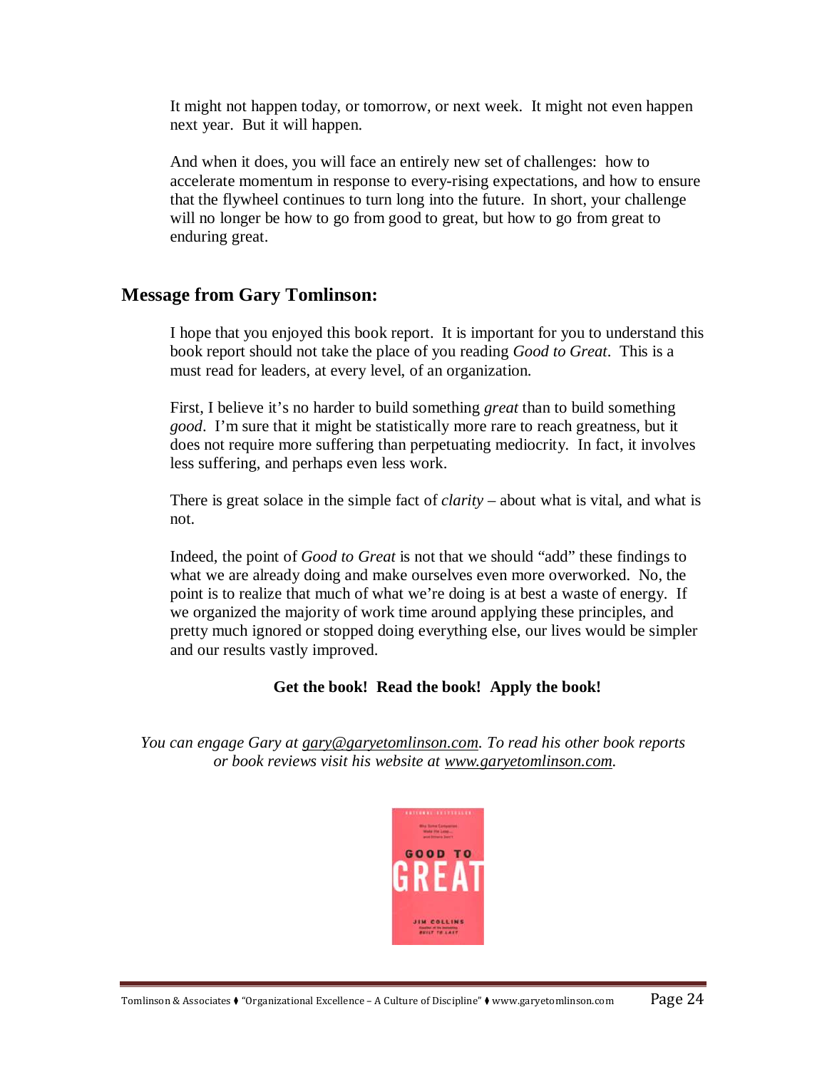It might not happen today, or tomorrow, or next week. It might not even happen next year. But it will happen.

And when it does, you will face an entirely new set of challenges: how to accelerate momentum in response to every-rising expectations, and how to ensure that the flywheel continues to turn long into the future. In short, your challenge will no longer be how to go from good to great, but how to go from great to enduring great.

## Message from Gary Tomlinson:

I hope that you enjoyed this book report. It is important for you to understand this book report should not take the place of you reading *Good to Great*. This is a must read for leaders, at every level, of an organization.

First, I believe it's no harder to build something *great* than to build something *good*. I'm sure that it might be statistically more rare to reach greatness, but it does not require more suffering than perpetuating mediocrity. In fact, it involves less suffering, and perhaps even less work.

There is great solace in the simple fact of *clarity* – about what is vital, and what is not.

Indeed, the point of *Good to Great* is not that we should "add" these findings to what we are already doing and make ourselves even more overworked. No, the point is to realize that much of what we're doing is at best a waste of energy. If we organized the majority of work time around applying these principles, and pretty much ignored or stopped doing everything else, our lives would be simpler and our results vastly improved.

**Get the book! Read the book! Apply the book!**

*You can engage Gary at gary@garyetomlinson.com. To read his other book reports or book reviews visit his website at www.garyetomlinson.com.*